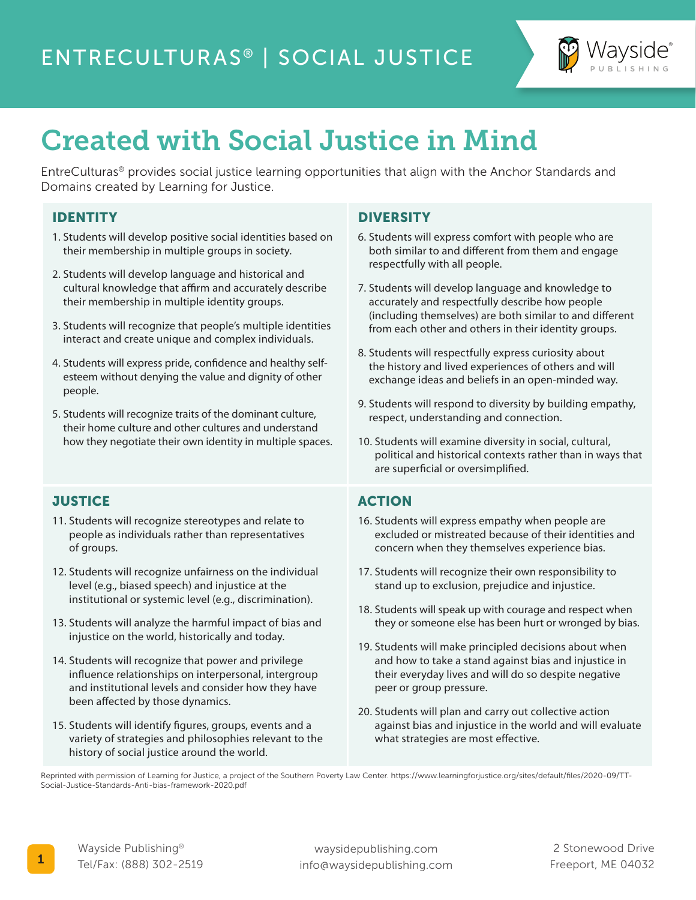ENTRECULTURAS® | SOCIAL JUSTICE

# Created with Social Justice in Mind

EntreCulturas® provides social justice learning opportunities that align with the Anchor Standards and Domains created by Learning for Justice.

## IDENTITY

1. Students will develop positive social identities based on their membership in multiple groups in society.
2. Students will develop language and historical and cultural knowledge that affirm and accurately describe their membership in multiple identity groups.
3. Students will recognize that people's multiple identities interact and create unique and complex individuals.
4. Students will express pride, confidence and healthy self-esteem without denying the value and dignity of other people.
5. Students will recognize traits of the dominant culture, their home culture and other cultures and understand how they negotiate their own identity in multiple spaces.

## DIVERSITY

6. Students will express comfort with people who are both similar to and different from them and engage respectfully with all people.
7. Students will develop language and knowledge to accurately and respectfully describe how people (including themselves) are both similar to and different from each other and others in their identity groups.
8. Students will respectfully express curiosity about the history and lived experiences of others and will exchange ideas and beliefs in an open-minded way.
9. Students will respond to diversity by building empathy, respect, understanding and connection.
10. Students will examine diversity in social, cultural, political and historical contexts rather than in ways that are superficial or oversimplified.

## JUSTICE

11. Students will recognize stereotypes and relate to people as individuals rather than representatives of groups.
12. Students will recognize unfairness on the individual level (e.g., biased speech) and injustice at the institutional or systemic level (e.g., discrimination).
13. Students will analyze the harmful impact of bias and injustice on the world, historically and today.
14. Students will recognize that power and privilege influence relationships on interpersonal, intergroup and institutional levels and consider how they have been affected by those dynamics.
15. Students will identify figures, groups, events and a variety of strategies and philosophies relevant to the history of social justice around the world.

## ACTION

16. Students will express empathy when people are excluded or mistreated because of their identities and concern when they themselves experience bias.
17. Students will recognize their own responsibility to stand up to exclusion, prejudice and injustice.
18. Students will speak up with courage and respect when they or someone else has been hurt or wronged by bias.
19. Students will make principled decisions about when and how to take a stand against bias and injustice in their everyday lives and will do so despite negative peer or group pressure.
20. Students will plan and carry out collective action against bias and injustice in the world and will evaluate what strategies are most effective.

Reprinted with permission of Learning for Justice, a project of the Southern Poverty Law Center. https://www.learningforjustice.org/sites/default/files/2020-09/TT-Social-Justice-Standards-Anti-bias-framework-2020.pdf

Wayside Publishing®
Tel/Fax: (888) 302-2519

waysidepublishing.com
info@waysidepublishing.com

2 Stonewood Drive
Freeport, ME 04032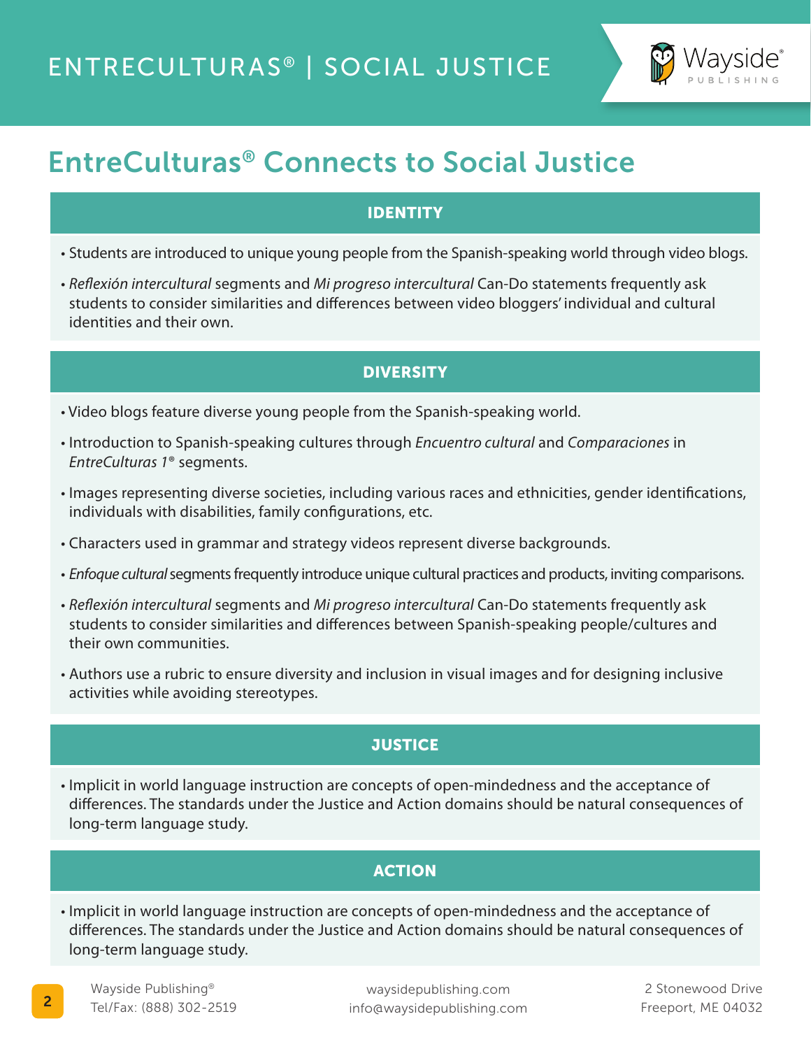# EntreCulturas® Connects to Social Justice

## IDENTITY

- Students are introduced to unique young people from the Spanish-speaking world through video blogs.
- *Reflexión intercultural* segments and *Mi progreso intercultural* Can-Do statements frequently ask students to consider similarities and differences between video bloggers' individual and cultural identities and their own.

## DIVERSITY

- Video blogs feature diverse young people from the Spanish-speaking world.
- Introduction to Spanish-speaking cultures through *Encuentro cultural* and *Comparaciones* in *EntreCulturas 1*® segments.
- Images representing diverse societies, including various races and ethnicities, gender identifications, individuals with disabilities, family configurations, etc.
- Characters used in grammar and strategy videos represent diverse backgrounds.
- *Enfoque cultural* segments frequently introduce unique cultural practices and products, inviting comparisons.
- *Reflexión intercultural* segments and *Mi progreso intercultural* Can-Do statements frequently ask students to consider similarities and differences between Spanish-speaking people/cultures and their own communities.
- Authors use a rubric to ensure diversity and inclusion in visual images and for designing inclusive activities while avoiding stereotypes.

## JUSTICE

- Implicit in world language instruction are concepts of open-mindedness and the acceptance of differences. The standards under the Justice and Action domains should be natural consequences of long-term language study.

## ACTION

- Implicit in world language instruction are concepts of open-mindedness and the acceptance of differences. The standards under the Justice and Action domains should be natural consequences of long-term language study.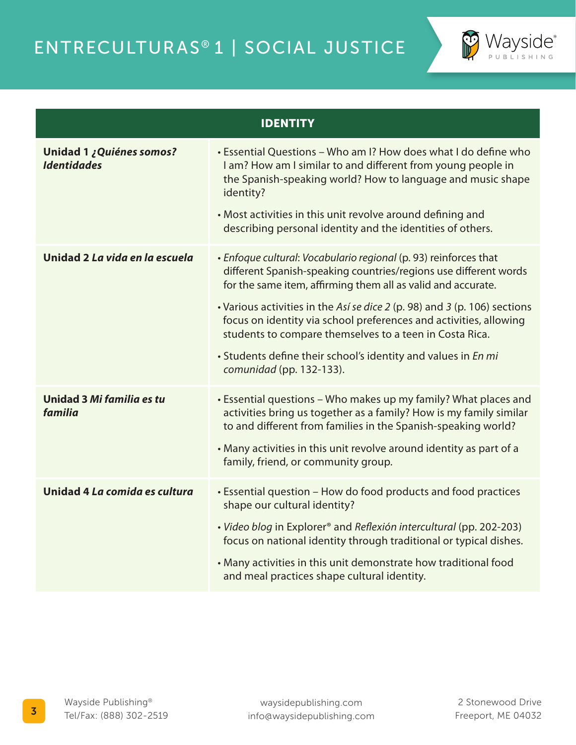# ENTRECULTURAS® 1 | SOCIAL JUSTICE

| IDENTITY | |
|---|---|
| **Unidad 1** ***¿Quiénes somos? Identidades*** | • Essential Questions – Who am I? How does what I do define who I am? How am I similar to and different from young people in the Spanish-speaking world? How to language and music shape identity?<br>• Most activities in this unit revolve around defining and describing personal identity and the identities of others. |
| **Unidad 2** ***La vida en la escuela*** | • *Enfoque cultural*: *Vocabulario regional* (p. 93) reinforces that different Spanish-speaking countries/regions use different words for the same item, affirming them all as valid and accurate.<br>• Various activities in the *Así se dice 2* (p. 98) and *3* (p. 106) sections focus on identity via school preferences and activities, allowing students to compare themselves to a teen in Costa Rica.<br>• Students define their school's identity and values in *En mi comunidad* (pp. 132-133). |
| **Unidad 3** ***Mi familia es tu familia*** | • Essential questions – Who makes up my family? What places and activities bring us together as a family? How is my family similar to and different from families in the Spanish-speaking world?<br>• Many activities in this unit revolve around identity as part of a family, friend, or community group. |
| **Unidad 4** ***La comida es cultura*** | • Essential question – How do food products and food practices shape our cultural identity?<br>• *Video blog* in Explorer® and *Reflexión intercultural* (pp. 202-203) focus on national identity through traditional or typical dishes.<br>• Many activities in this unit demonstrate how traditional food and meal practices shape cultural identity. |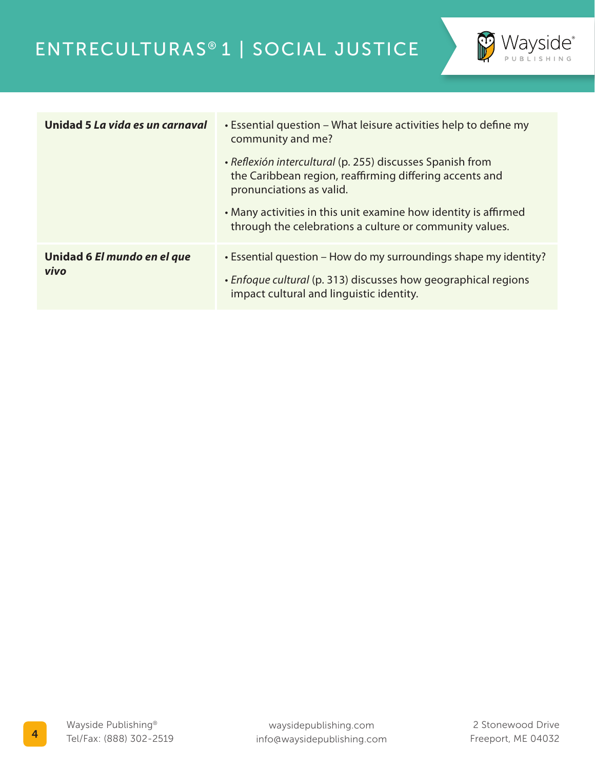| | |
|---|---|
| **Unidad 5** ***La vida es un carnaval*** | • Essential question – What leisure activities help to define my community and me?<br>• *Reflexión intercultural* (p. 255) discusses Spanish from the Caribbean region, reaffirming differing accents and pronunciations as valid.<br>• Many activities in this unit examine how identity is affirmed through the celebrations a culture or community values. |
| **Unidad 6** ***El mundo en el que vivo*** | • Essential question – How do my surroundings shape my identity?<br>• *Enfoque cultural* (p. 313) discusses how geographical regions impact cultural and linguistic identity. |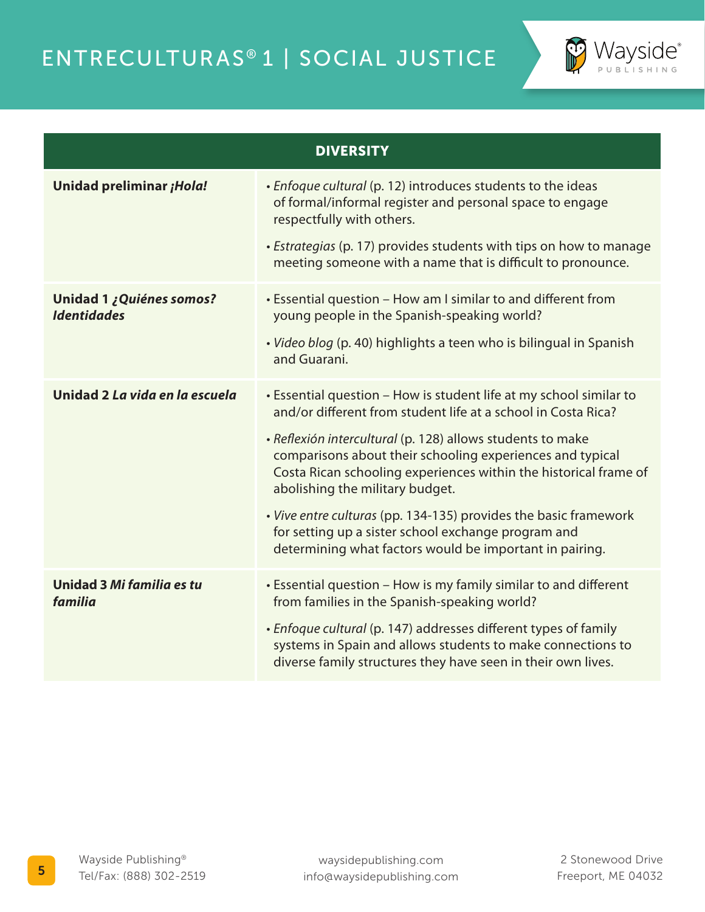# ENTRECULTURAS® 1 | SOCIAL JUSTICE

| DIVERSITY | |
|---|---|
| **Unidad preliminar *¡Hola!*** | • *Enfoque cultural* (p. 12) introduces students to the ideas of formal/informal register and personal space to engage respectfully with others.<br><br>• *Estrategias* (p. 17) provides students with tips on how to manage meeting someone with a name that is difficult to pronounce. |
| **Unidad 1 *¿Quiénes somos? Identidades*** | • Essential question – How am I similar to and different from young people in the Spanish-speaking world?<br><br>• *Video blog* (p. 40) highlights a teen who is bilingual in Spanish and Guarani. |
| **Unidad 2 *La vida en la escuela*** | • Essential question – How is student life at my school similar to and/or different from student life at a school in Costa Rica?<br><br>• *Reflexión intercultural* (p. 128) allows students to make comparisons about their schooling experiences and typical Costa Rican schooling experiences within the historical frame of abolishing the military budget.<br><br>• *Vive entre culturas* (pp. 134-135) provides the basic framework for setting up a sister school exchange program and determining what factors would be important in pairing. |
| **Unidad 3 *Mi familia es tu familia*** | • Essential question – How is my family similar to and different from families in the Spanish-speaking world?<br><br>• *Enfoque cultural* (p. 147) addresses different types of family systems in Spain and allows students to make connections to diverse family structures they have seen in their own lives. |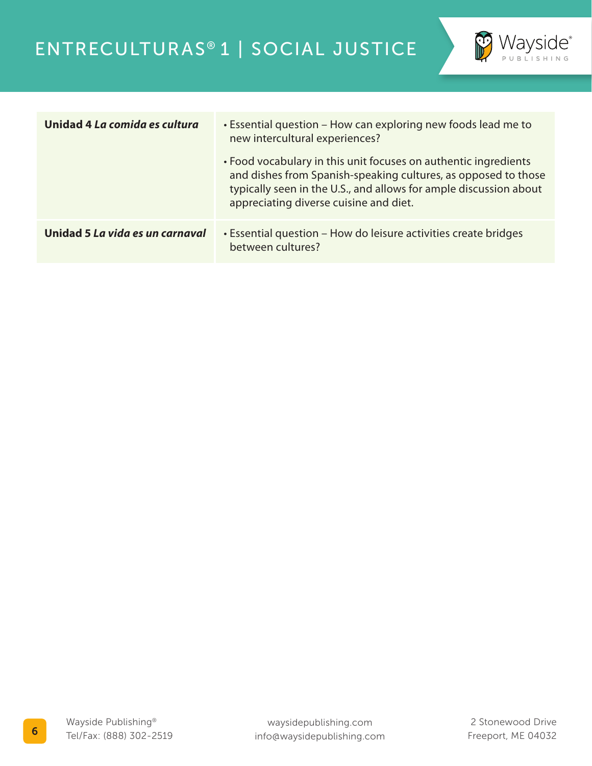| | |
|---|---|
| **Unidad 4** ***La comida es cultura*** | • Essential question – How can exploring new foods lead me to new intercultural experiences?<br><br>• Food vocabulary in this unit focuses on authentic ingredients and dishes from Spanish-speaking cultures, as opposed to those typically seen in the U.S., and allows for ample discussion about appreciating diverse cuisine and diet. |
| **Unidad 5** ***La vida es un carnaval*** | • Essential question – How do leisure activities create bridges between cultures? |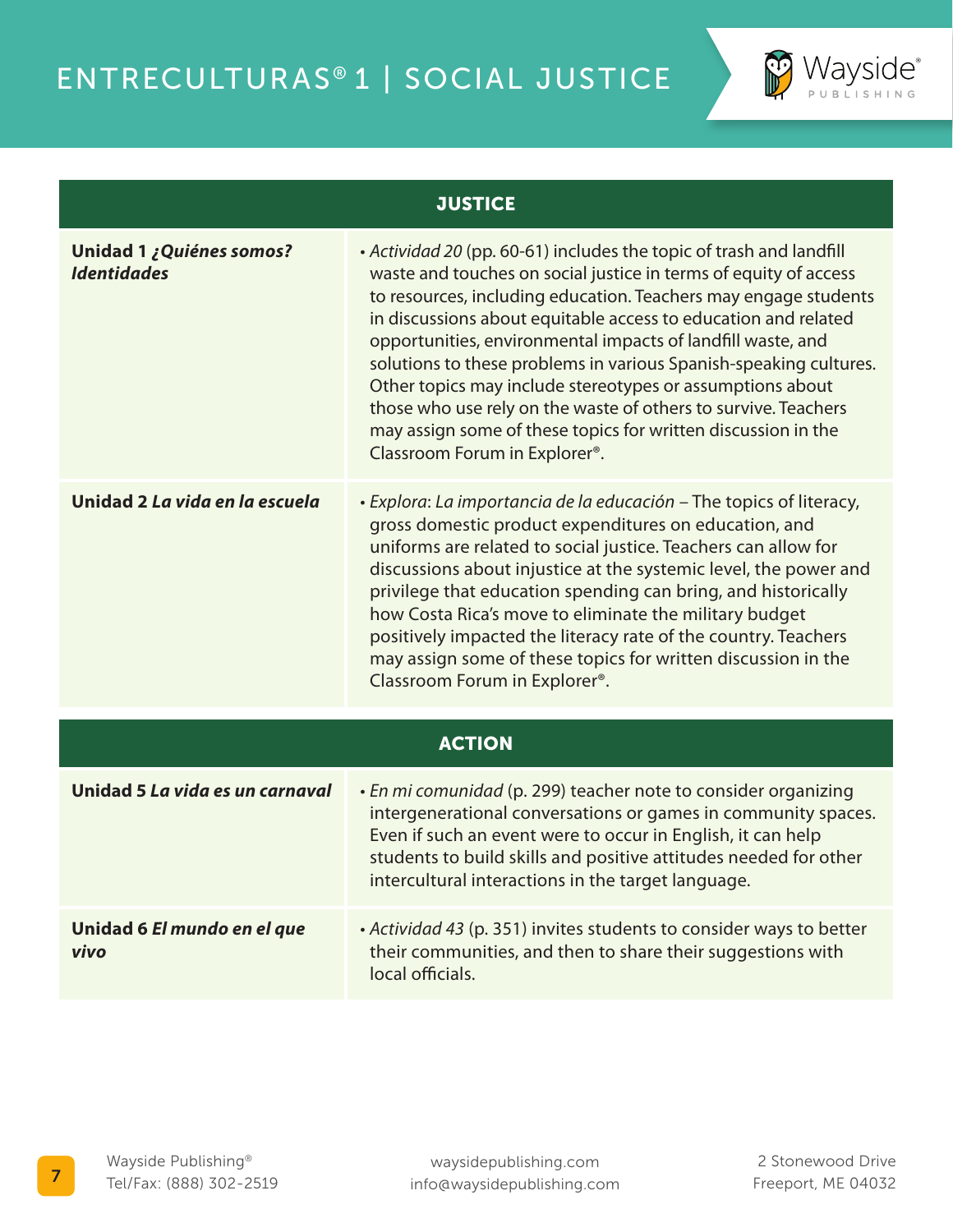| JUSTICE | |
|---|---|
| **Unidad 1 *¿Quiénes somos? Identidades*** | • *Actividad 20* (pp. 60-61) includes the topic of trash and landfill waste and touches on social justice in terms of equity of access to resources, including education. Teachers may engage students in discussions about equitable access to education and related opportunities, environmental impacts of landfill waste, and solutions to these problems in various Spanish-speaking cultures. Other topics may include stereotypes or assumptions about those who use rely on the waste of others to survive. Teachers may assign some of these topics for written discussion in the Classroom Forum in Explorer®. |
| **Unidad 2 *La vida en la escuela*** | • *Explora*: *La importancia de la educación* – The topics of literacy, gross domestic product expenditures on education, and uniforms are related to social justice. Teachers can allow for discussions about injustice at the systemic level, the power and privilege that education spending can bring, and historically how Costa Rica's move to eliminate the military budget positively impacted the literacy rate of the country. Teachers may assign some of these topics for written discussion in the Classroom Forum in Explorer®. |

| ACTION | |
|---|---|
| **Unidad 5 *La vida es un carnaval*** | • *En mi comunidad* (p. 299) teacher note to consider organizing intergenerational conversations or games in community spaces. Even if such an event were to occur in English, it can help students to build skills and positive attitudes needed for other intercultural interactions in the target language. |
| **Unidad 6 *El mundo en el que vivo*** | • *Actividad 43* (p. 351) invites students to consider ways to better their communities, and then to share their suggestions with local officials. |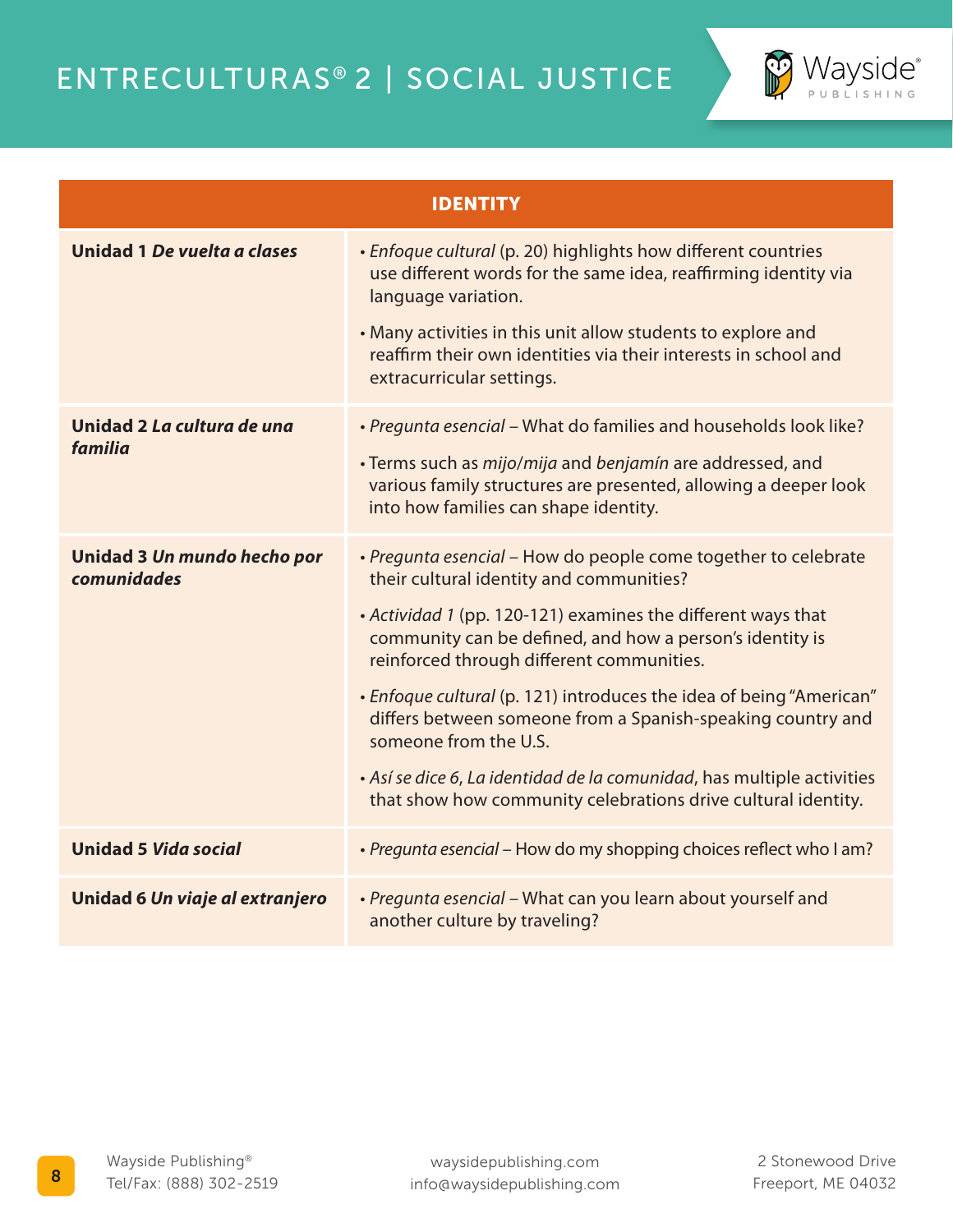| IDENTITY | |
|---|---|
| **Unidad 1** ***De vuelta a clases*** | • *Enfoque cultural* (p. 20) highlights how different countries use different words for the same idea, reaffirming identity via language variation.<br>• Many activities in this unit allow students to explore and reaffirm their own identities via their interests in school and extracurricular settings. |
| **Unidad 2** ***La cultura de una familia*** | • *Pregunta esencial* – What do families and households look like?<br>• Terms such as *mijo/mija* and *benjamín* are addressed, and various family structures are presented, allowing a deeper look into how families can shape identity. |
| **Unidad 3** ***Un mundo hecho por comunidades*** | • *Pregunta esencial* – How do people come together to celebrate their cultural identity and communities?<br>• *Actividad 1* (pp. 120-121) examines the different ways that community can be defined, and how a person's identity is reinforced through different communities.<br>• *Enfoque cultural* (p. 121) introduces the idea of being "American" differs between someone from a Spanish-speaking country and someone from the U.S.<br>• *Así se dice 6*, *La identidad de la comunidad*, has multiple activities that show how community celebrations drive cultural identity. |
| **Unidad 5** ***Vida social*** | • *Pregunta esencial* – How do my shopping choices reflect who I am? |
| **Unidad 6** ***Un viaje al extranjero*** | • *Pregunta esencial* – What can you learn about yourself and another culture by traveling? |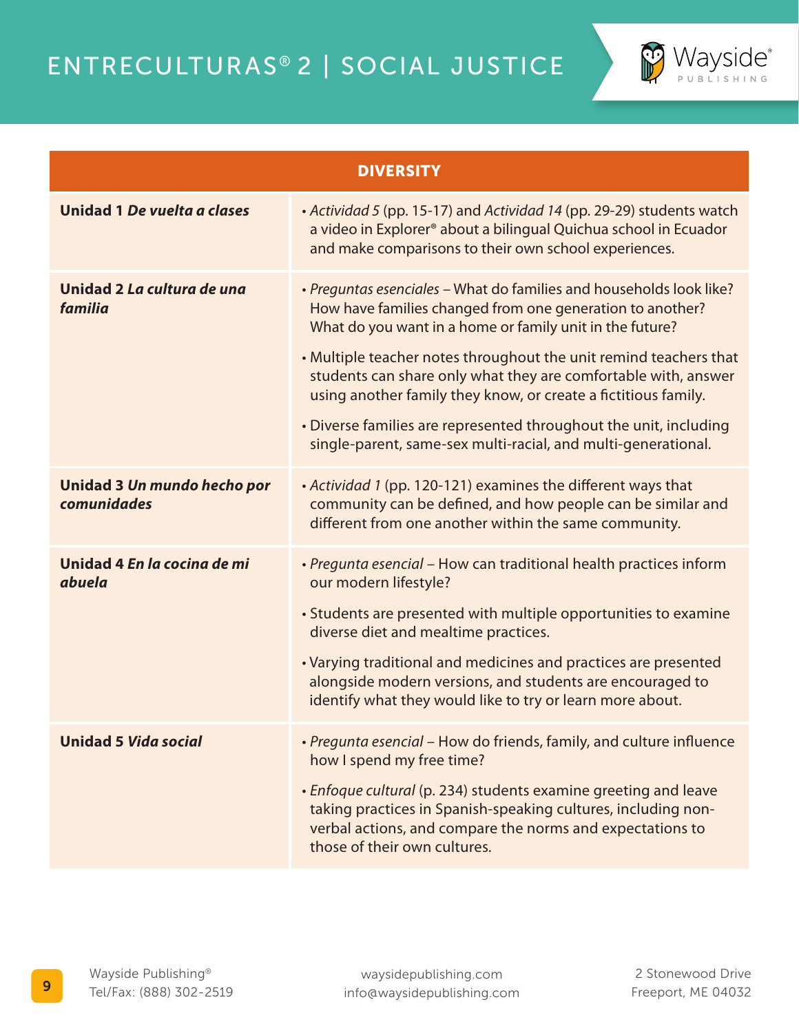# ENTRECULTURAS® 2 | SOCIAL JUSTICE

| DIVERSITY | |
|---|---|
| **Unidad 1 *De vuelta a clases*** | • *Actividad 5* (pp. 15-17) and *Actividad 14* (pp. 29-29) students watch a video in Explorer® about a bilingual Quichua school in Ecuador and make comparisons to their own school experiences. |
| **Unidad 2 *La cultura de una familia*** | • *Preguntas esenciales* – What do families and households look like? How have families changed from one generation to another? What do you want in a home or family unit in the future?<br><br>• Multiple teacher notes throughout the unit remind teachers that students can share only what they are comfortable with, answer using another family they know, or create a fictitious family.<br><br>• Diverse families are represented throughout the unit, including single-parent, same-sex multi-racial, and multi-generational. |
| **Unidad 3 *Un mundo hecho por comunidades*** | • *Actividad 1* (pp. 120-121) examines the different ways that community can be defined, and how people can be similar and different from one another within the same community. |
| **Unidad 4 *En la cocina de mi abuela*** | • *Pregunta esencial* – How can traditional health practices inform our modern lifestyle?<br><br>• Students are presented with multiple opportunities to examine diverse diet and mealtime practices.<br><br>• Varying traditional and medicines and practices are presented alongside modern versions, and students are encouraged to identify what they would like to try or learn more about. |
| **Unidad 5 *Vida social*** | • *Pregunta esencial* – How do friends, family, and culture influence how I spend my free time?<br><br>• *Enfoque cultural* (p. 234) students examine greeting and leave taking practices in Spanish-speaking cultures, including non-verbal actions, and compare the norms and expectations to those of their own cultures. |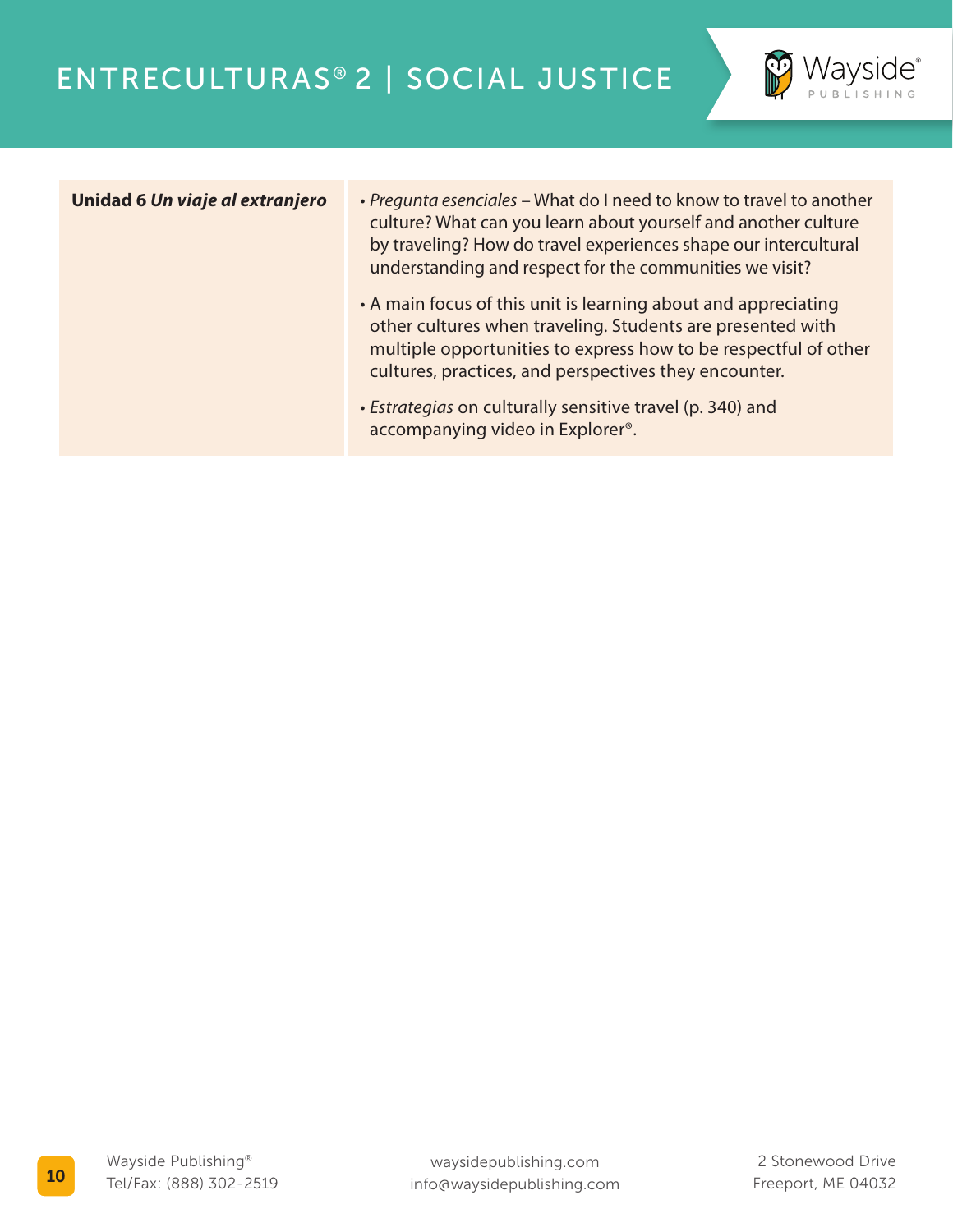| | |
|---|---|
| **Unidad 6 *Un viaje al extranjero*** | • *Pregunta esenciales* – What do I need to know to travel to another culture? What can you learn about yourself and another culture by traveling? How do travel experiences shape our intercultural understanding and respect for the communities we visit?<br><br>• A main focus of this unit is learning about and appreciating other cultures when traveling. Students are presented with multiple opportunities to express how to be respectful of other cultures, practices, and perspectives they encounter.<br><br>• *Estrategias* on culturally sensitive travel (p. 340) and accompanying video in Explorer®. |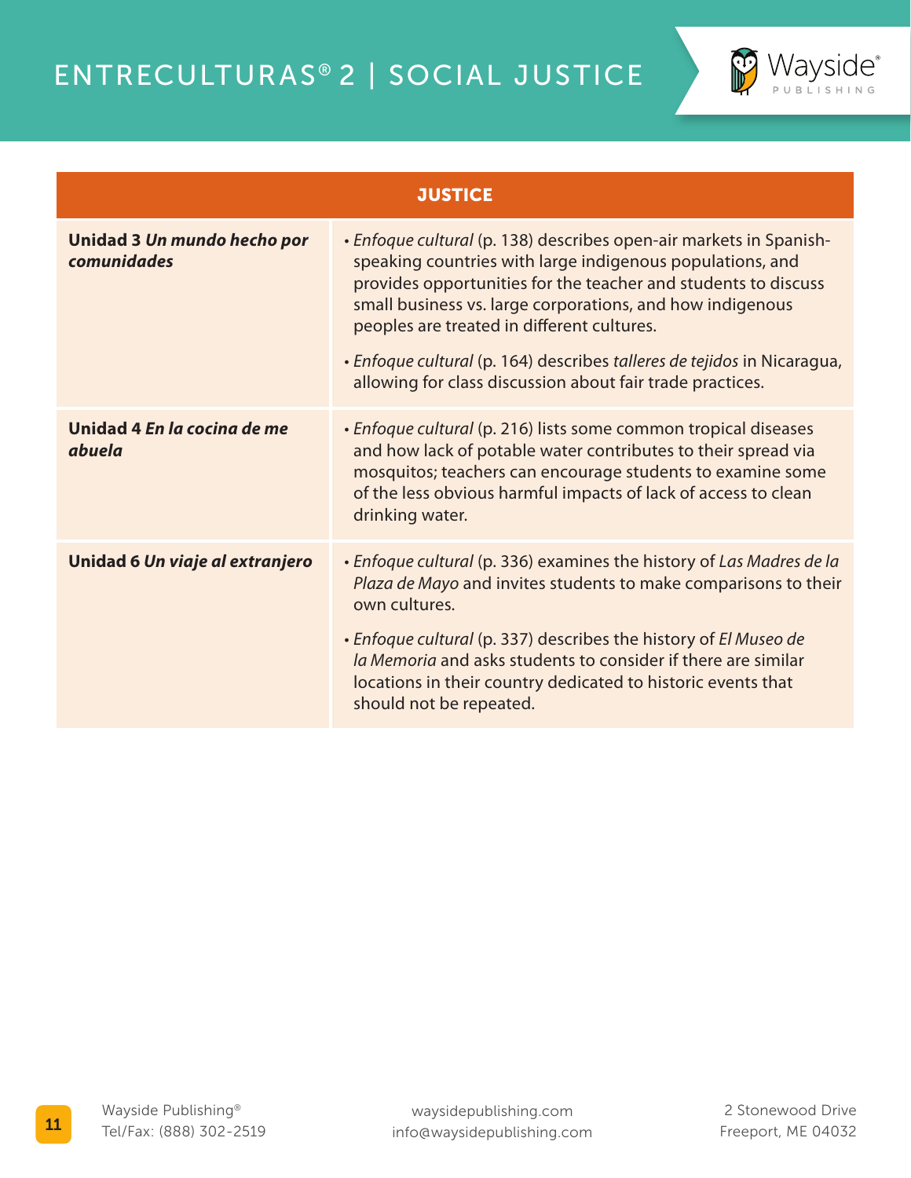| JUSTICE | |
|---|---|
| **Unidad 3 *Un mundo hecho por comunidades*** | • *Enfoque cultural* (p. 138) describes open-air markets in Spanish-speaking countries with large indigenous populations, and provides opportunities for the teacher and students to discuss small business vs. large corporations, and how indigenous peoples are treated in different cultures.<br>• *Enfoque cultural* (p. 164) describes *talleres de tejidos* in Nicaragua, allowing for class discussion about fair trade practices. |
| **Unidad 4 *En la cocina de me abuela*** | • *Enfoque cultural* (p. 216) lists some common tropical diseases and how lack of potable water contributes to their spread via mosquitos; teachers can encourage students to examine some of the less obvious harmful impacts of lack of access to clean drinking water. |
| **Unidad 6 *Un viaje al extranjero*** | • *Enfoque cultural* (p. 336) examines the history of *Las Madres de la Plaza de Mayo* and invites students to make comparisons to their own cultures.<br>• *Enfoque cultural* (p. 337) describes the history of *El Museo de la Memoria* and asks students to consider if there are similar locations in their country dedicated to historic events that should not be repeated. |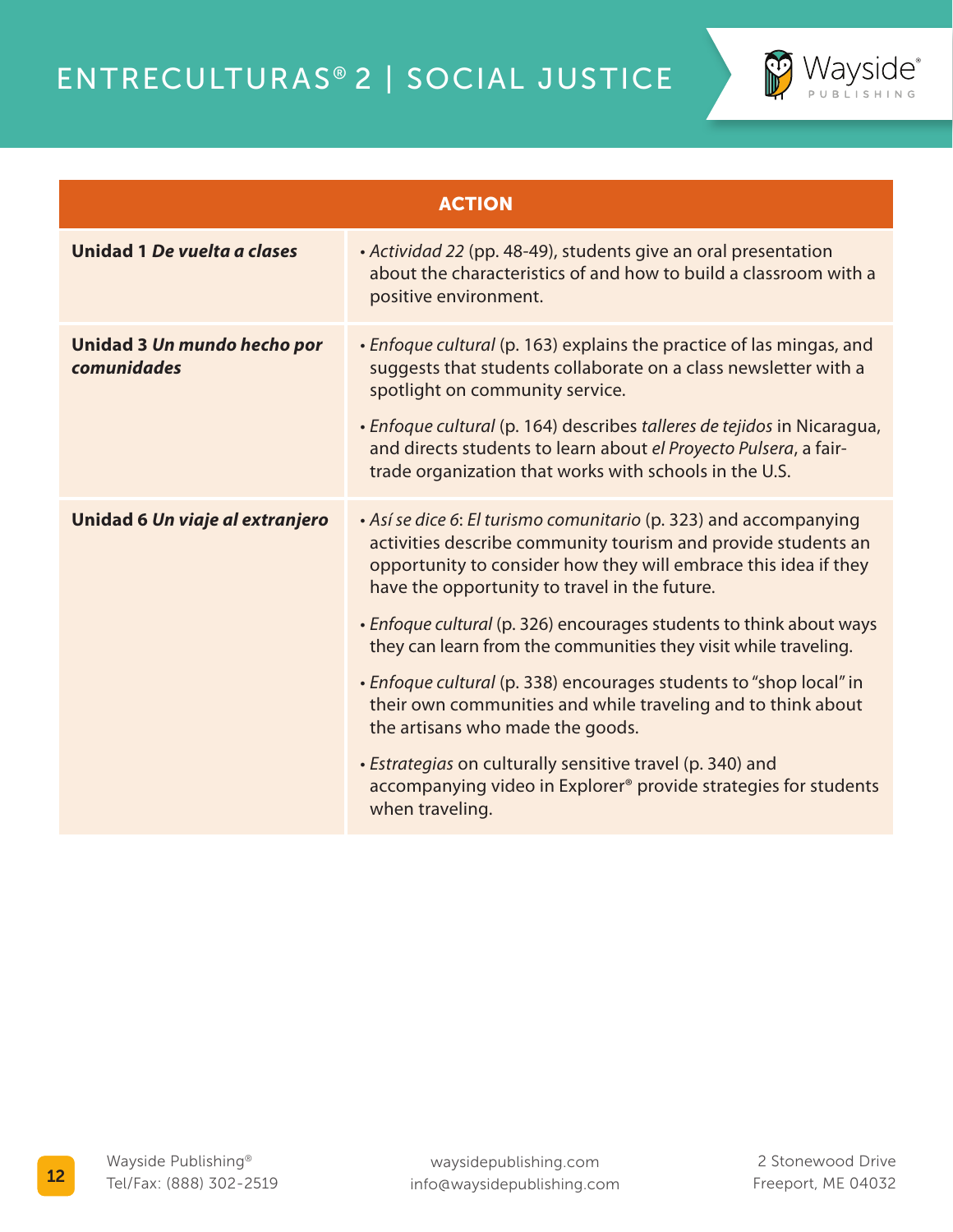| ACTION | |
|---|---|
| **Unidad 1 *De vuelta a clases*** | • *Actividad 22* (pp. 48-49), students give an oral presentation about the characteristics of and how to build a classroom with a positive environment. |
| **Unidad 3 *Un mundo hecho por comunidades*** | • *Enfoque cultural* (p. 163) explains the practice of las mingas, and suggests that students collaborate on a class newsletter with a spotlight on community service.<br>• *Enfoque cultural* (p. 164) describes *talleres de tejidos* in Nicaragua, and directs students to learn about *el Proyecto Pulsera*, a fair-trade organization that works with schools in the U.S. |
| **Unidad 6 *Un viaje al extranjero*** | • *Así se dice 6*: *El turismo comunitario* (p. 323) and accompanying activities describe community tourism and provide students an opportunity to consider how they will embrace this idea if they have the opportunity to travel in the future.<br>• *Enfoque cultural* (p. 326) encourages students to think about ways they can learn from the communities they visit while traveling.<br>• *Enfoque cultural* (p. 338) encourages students to "shop local" in their own communities and while traveling and to think about the artisans who made the goods.<br>• *Estrategias* on culturally sensitive travel (p. 340) and accompanying video in Explorer® provide strategies for students when traveling. |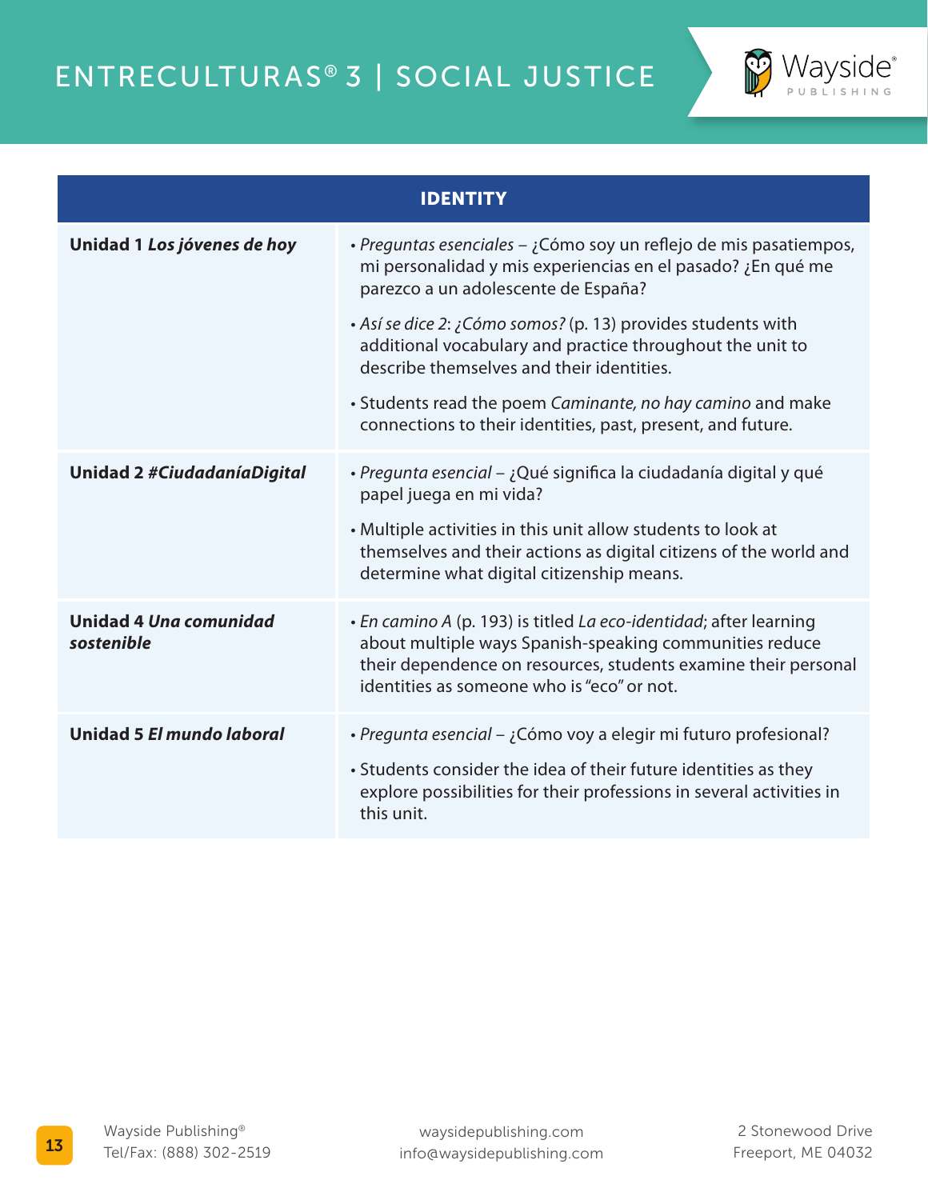| IDENTITY | |
|---|---|
| **Unidad 1** ***Los jóvenes de hoy*** | • *Preguntas esenciales* – ¿Cómo soy un reflejo de mis pasatiempos, mi personalidad y mis experiencias en el pasado? ¿En qué me parezco a un adolescente de España?<br>• *Así se dice 2*: *¿Cómo somos?* (p. 13) provides students with additional vocabulary and practice throughout the unit to describe themselves and their identities.<br>• Students read the poem *Caminante, no hay camino* and make connections to their identities, past, present, and future. |
| **Unidad 2** ***#CiudadaníaDigital*** | • *Pregunta esencial* – ¿Qué significa la ciudadanía digital y qué papel juega en mi vida?<br>• Multiple activities in this unit allow students to look at themselves and their actions as digital citizens of the world and determine what digital citizenship means. |
| **Unidad 4** ***Una comunidad sostenible*** | • *En camino A* (p. 193) is titled *La eco-identidad*; after learning about multiple ways Spanish-speaking communities reduce their dependence on resources, students examine their personal identities as someone who is "eco" or not. |
| **Unidad 5** ***El mundo laboral*** | • *Pregunta esencial* – ¿Cómo voy a elegir mi futuro profesional?<br>• Students consider the idea of their future identities as they explore possibilities for their professions in several activities in this unit. |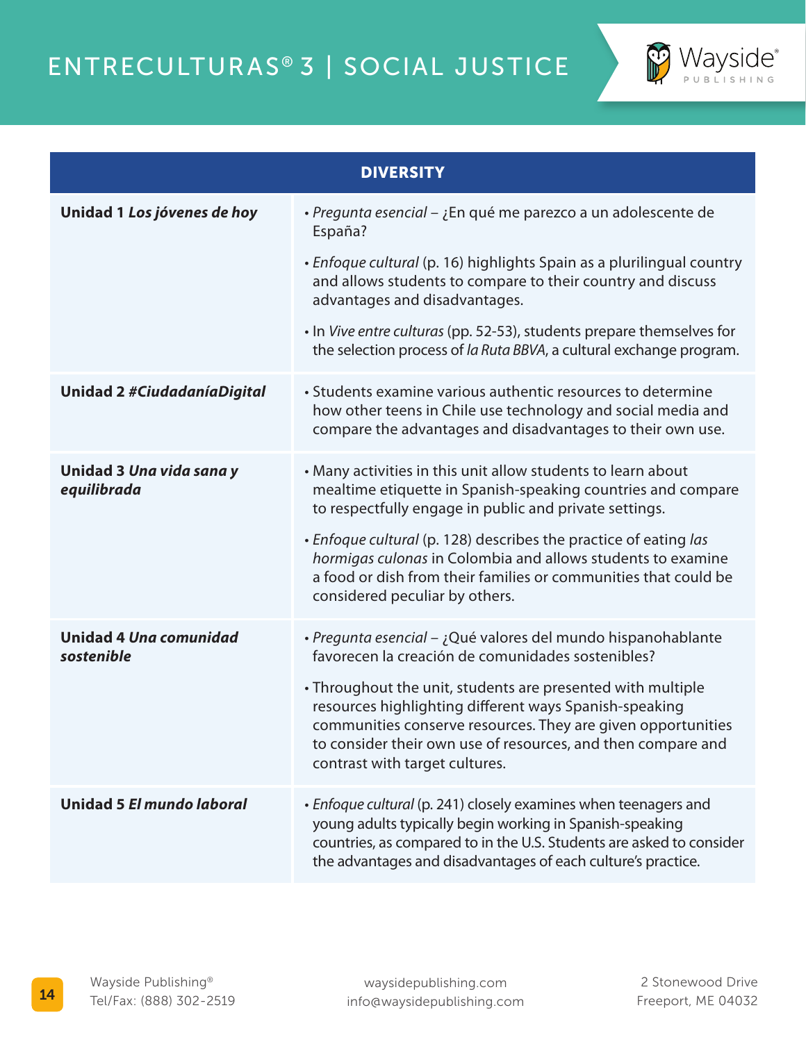| DIVERSITY | |
|---|---|
| **Unidad 1 *Los jóvenes de hoy*** | • *Pregunta esencial* – ¿En qué me parezco a un adolescente de España?<br><br>• *Enfoque cultural* (p. 16) highlights Spain as a plurilingual country and allows students to compare to their country and discuss advantages and disadvantages.<br><br>• In *Vive entre culturas* (pp. 52-53), students prepare themselves for the selection process of *la Ruta BBVA*, a cultural exchange program. |
| **Unidad 2 *#CiudadaníaDigital*** | • Students examine various authentic resources to determine how other teens in Chile use technology and social media and compare the advantages and disadvantages to their own use. |
| **Unidad 3 *Una vida sana y equilibrida*** | • Many activities in this unit allow students to learn about mealtime etiquette in Spanish-speaking countries and compare to respectfully engage in public and private settings.<br><br>• *Enfoque cultural* (p. 128) describes the practice of eating *las hormigas culonas* in Colombia and allows students to examine a food or dish from their families or communities that could be considered peculiar by others. |
| **Unidad 4 *Una comunidad sostenible*** | • *Pregunta esencial* – ¿Qué valores del mundo hispanohablante favorecen la creación de comunidades sostenibles?<br><br>• Throughout the unit, students are presented with multiple resources highlighting different ways Spanish-speaking communities conserve resources. They are given opportunities to consider their own use of resources, and then compare and contrast with target cultures. |
| **Unidad 5 *El mundo laboral*** | • *Enfoque cultural* (p. 241) closely examines when teenagers and young adults typically begin working in Spanish-speaking countries, as compared to in the U.S. Students are asked to consider the advantages and disadvantages of each culture's practice. |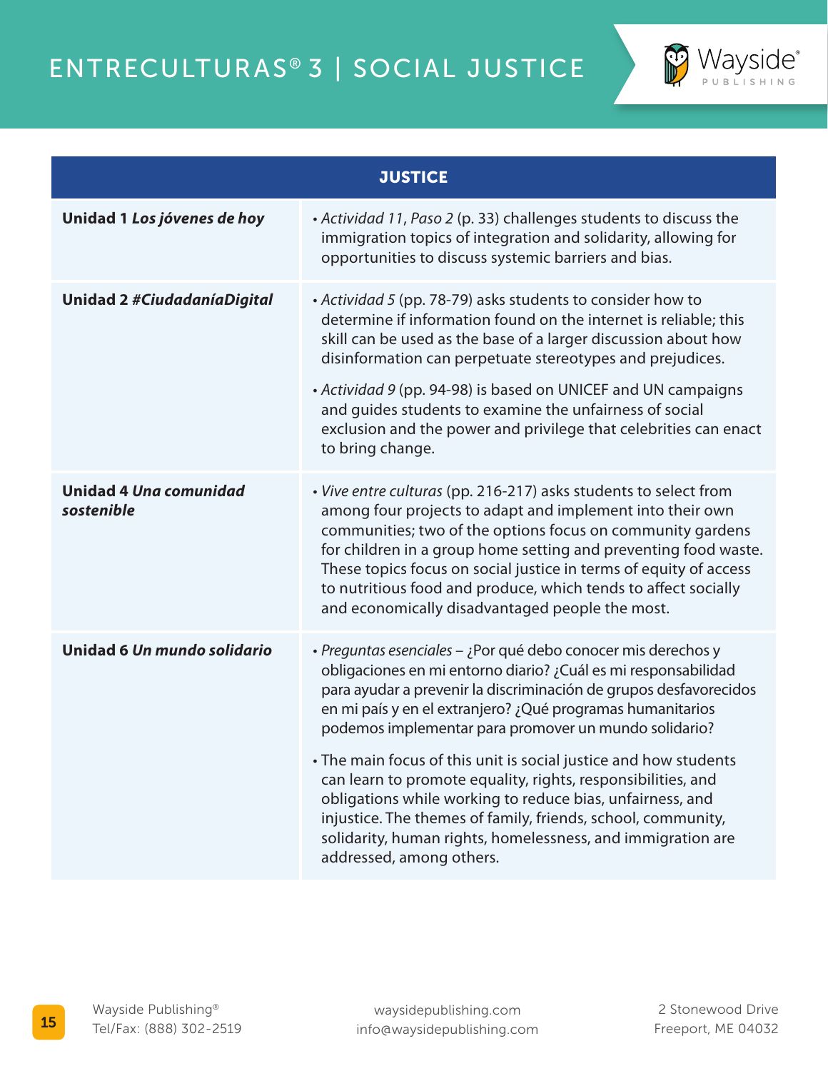| JUSTICE | |
|---|---|
| **Unidad 1 *Los jóvenes de hoy*** | • *Actividad 11*, *Paso 2* (p. 33) challenges students to discuss the immigration topics of integration and solidarity, allowing for opportunities to discuss systemic barriers and bias. |
| **Unidad 2 *#CiudadaníaDigital*** | • *Actividad 5* (pp. 78-79) asks students to consider how to determine if information found on the internet is reliable; this skill can be used as the base of a larger discussion about how disinformation can perpetuate stereotypes and prejudices.<br><br>• *Actividad 9* (pp. 94-98) is based on UNICEF and UN campaigns and guides students to examine the unfairness of social exclusion and the power and privilege that celebrities can enact to bring change. |
| **Unidad 4 *Una comunidad sostenible*** | • *Vive entre culturas* (pp. 216-217) asks students to select from among four projects to adapt and implement into their own communities; two of the options focus on community gardens for children in a group home setting and preventing food waste. These topics focus on social justice in terms of equity of access to nutritious food and produce, which tends to affect socially and economically disadvantaged people the most. |
| **Unidad 6 *Un mundo solidario*** | • *Preguntas esenciales* – ¿Por qué debo conocer mis derechos y obligaciones en mi entorno diario? ¿Cuál es mi responsabilidad para ayudar a prevenir la discriminación de grupos desfavorecidos en mi país y en el extranjero? ¿Qué programas humanitarios podemos implementar para promover un mundo solidario?<br><br>• The main focus of this unit is social justice and how students can learn to promote equality, rights, responsibilities, and obligations while working to reduce bias, unfairness, and injustice. The themes of family, friends, school, community, solidarity, human rights, homelessness, and immigration are addressed, among others. |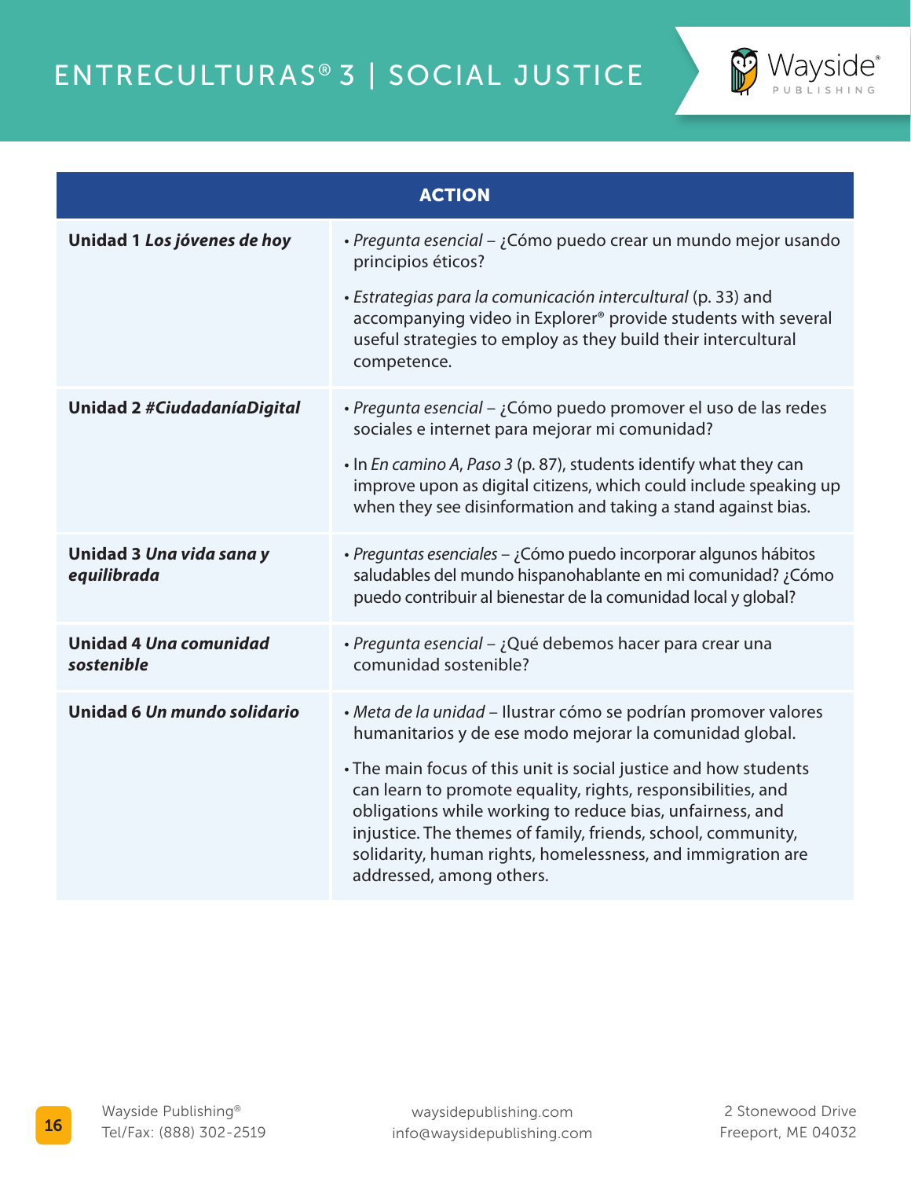| ACTION | |
|---|---|
| **Unidad 1 *Los jóvenes de hoy*** | • *Pregunta esencial* – ¿Cómo puedo crear un mundo mejor usando principios éticos?<br><br>• *Estrategias para la comunicación intercultural* (p. 33) and accompanying video in Explorer® provide students with several useful strategies to employ as they build their intercultural competence. |
| **Unidad 2 *#CiudadaníaDigital*** | • *Pregunta esencial* – ¿Cómo puedo promover el uso de las redes sociales e internet para mejorar mi comunidad?<br><br>• In *En camino A*, *Paso 3* (p. 87), students identify what they can improve upon as digital citizens, which could include speaking up when they see disinformation and taking a stand against bias. |
| **Unidad 3 *Una vida sana y equilibrada*** | • *Preguntas esenciales* – ¿Cómo puedo incorporar algunos hábitos saludables del mundo hispanohablante en mi comunidad? ¿Cómo puedo contribuir al bienestar de la comunidad local y global? |
| **Unidad 4 *Una comunidad sostenible*** | • *Pregunta esencial* – ¿Qué debemos hacer para crear una comunidad sostenible? |
| **Unidad 6 *Un mundo solidario*** | • *Meta de la unidad* – Ilustrar cómo se podrían promover valores humanitarios y de ese modo mejorar la comunidad global.<br><br>• The main focus of this unit is social justice and how students can learn to promote equality, rights, responsibilities, and obligations while working to reduce bias, unfairness, and injustice. The themes of family, friends, school, community, solidarity, human rights, homelessness, and immigration are addressed, among others. |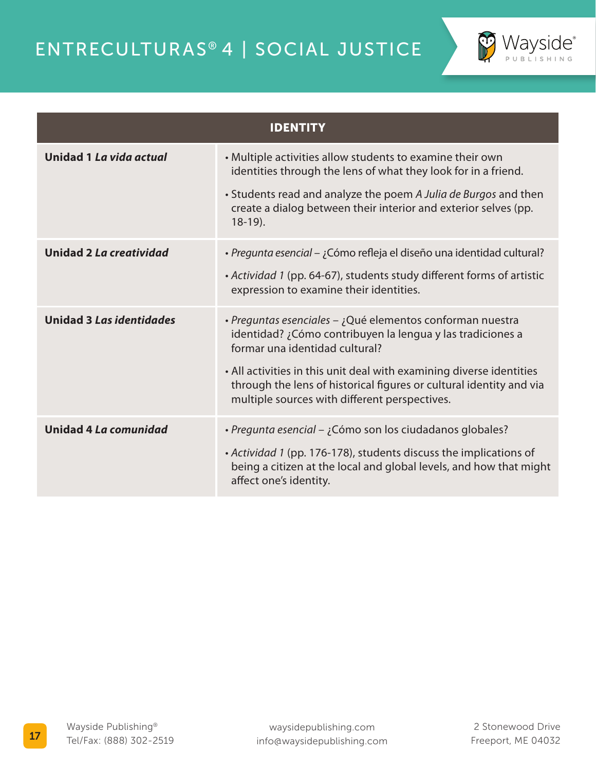| IDENTITY | |
|---|---|
| **Unidad 1 *La vida actual*** | • Multiple activities allow students to examine their own identities through the lens of what they look for in a friend.<br>• Students read and analyze the poem *A Julia de Burgos* and then create a dialog between their interior and exterior selves (pp. 18-19). |
| **Unidad 2 *La creatividad*** | • *Pregunta esencial* – ¿Cómo refleja el diseño una identidad cultural?<br>• *Actividad 1* (pp. 64-67), students study different forms of artistic expression to examine their identities. |
| **Unidad 3 *Las identidades*** | • *Preguntas esenciales* – ¿Qué elementos conforman nuestra identidad? ¿Cómo contribuyen la lengua y las tradiciones a formar una identidad cultural?<br>• All activities in this unit deal with examining diverse identities through the lens of historical figures or cultural identity and via multiple sources with different perspectives. |
| **Unidad 4 *La comunidad*** | • *Pregunta esencial* – ¿Cómo son los ciudadanos globales?<br>• *Actividad 1* (pp. 176-178), students discuss the implications of being a citizen at the local and global levels, and how that might affect one's identity. |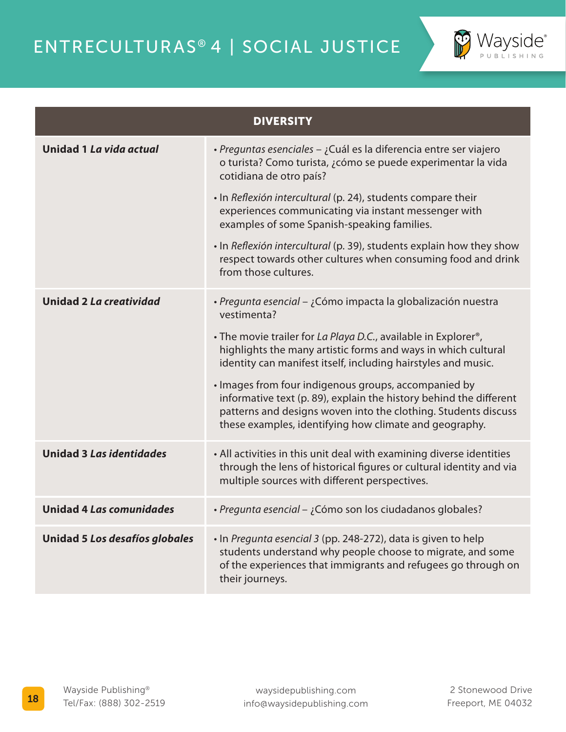| DIVERSITY | |
|---|---|
| **Unidad 1 *La vida actual*** | • *Preguntas esenciales* – ¿Cuál es la diferencia entre ser viajero o turista? Como turista, ¿cómo se puede experimentar la vida cotidiana de otro país?<br>• In *Reflexión intercultural* (p. 24), students compare their experiences communicating via instant messenger with examples of some Spanish-speaking families.<br>• In *Reflexión intercultural* (p. 39), students explain how they show respect towards other cultures when consuming food and drink from those cultures. |
| **Unidad 2 *La creatividad*** | • *Pregunta esencial* – ¿Cómo impacta la globalización nuestra vestimenta?<br>• The movie trailer for *La Playa D.C.*, available in Explorer®, highlights the many artistic forms and ways in which cultural identity can manifest itself, including hairstyles and music.<br>• Images from four indigenous groups, accompanied by informative text (p. 89), explain the history behind the different patterns and designs woven into the clothing. Students discuss these examples, identifying how climate and geography. |
| **Unidad 3 *Las identidades*** | • All activities in this unit deal with examining diverse identities through the lens of historical figures or cultural identity and via multiple sources with different perspectives. |
| **Unidad 4 *Las comunidades*** | • *Pregunta esencial* – ¿Cómo son los ciudadanos globales? |
| **Unidad 5 *Los desafíos globales*** | • In *Pregunta esencial 3* (pp. 248-272), data is given to help students understand why people choose to migrate, and some of the experiences that immigrants and refugees go through on their journeys. |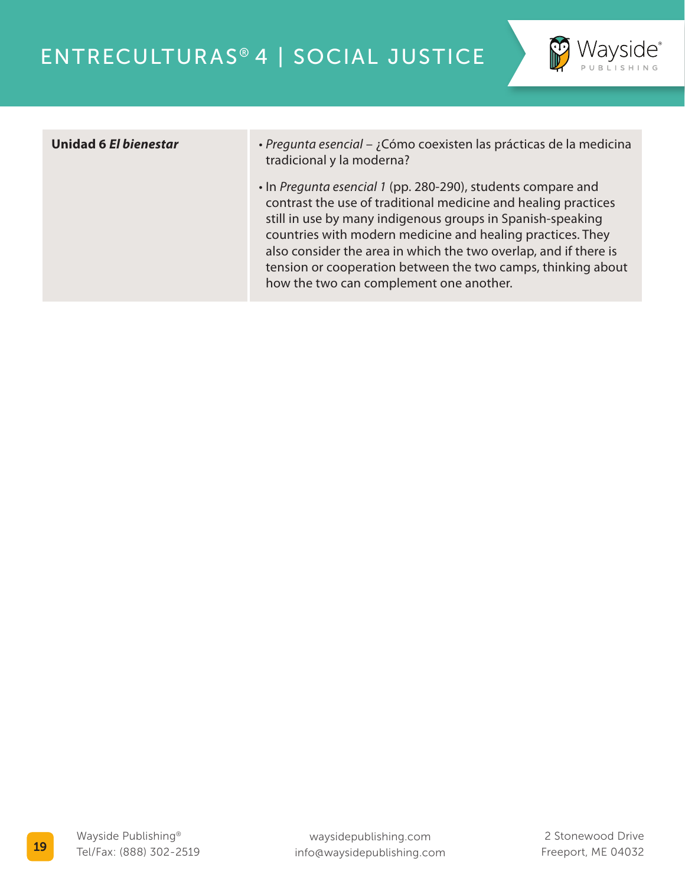| | |
|---|---|
| **Unidad 6 *El bienestar*** | • *Pregunta esencial* – ¿Cómo coexisten las prácticas de la medicina tradicional y la moderna?<br><br>• In *Pregunta esencial 1* (pp. 280-290), students compare and contrast the use of traditional medicine and healing practices still in use by many indigenous groups in Spanish-speaking countries with modern medicine and healing practices. They also consider the area in which the two overlap, and if there is tension or cooperation between the two camps, thinking about how the two can complement one another. |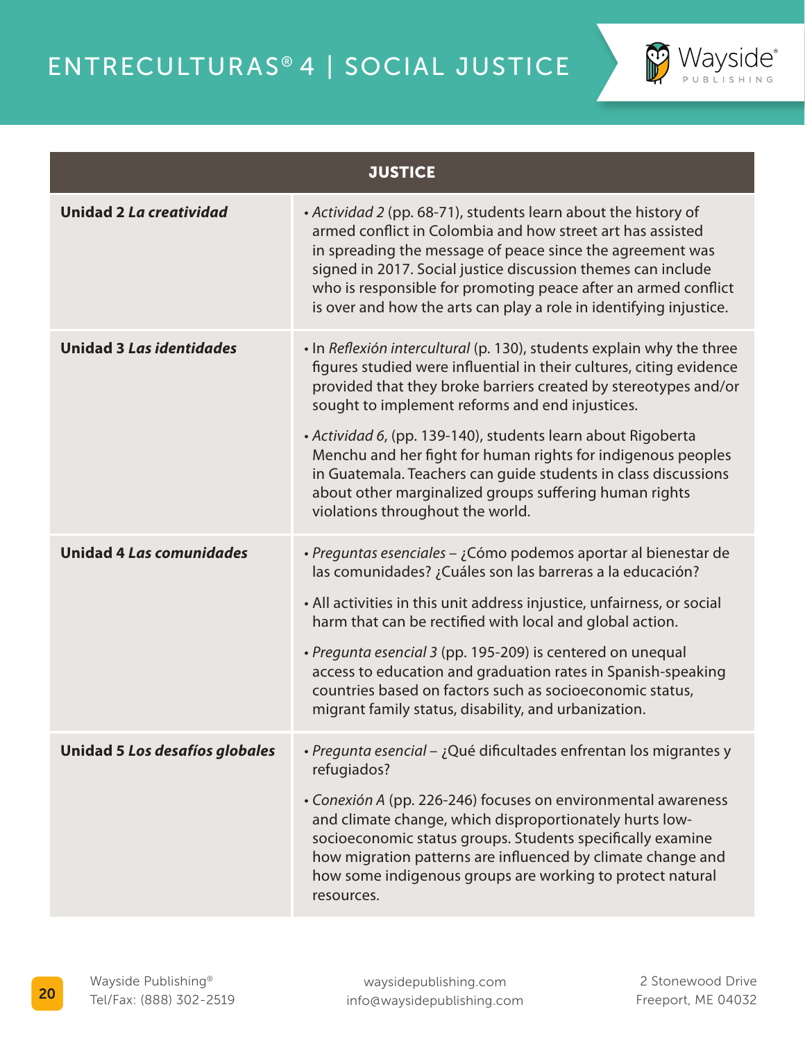| JUSTICE | |
|---|---|
| **Unidad 2 *La creatividad*** | • *Actividad 2* (pp. 68-71), students learn about the history of armed conflict in Colombia and how street art has assisted in spreading the message of peace since the agreement was signed in 2017. Social justice discussion themes can include who is responsible for promoting peace after an armed conflict is over and how the arts can play a role in identifying injustice. |
| **Unidad 3 *Las identidades*** | • In *Reflexión intercultural* (p. 130), students explain why the three figures studied were influential in their cultures, citing evidence provided that they broke barriers created by stereotypes and/or sought to implement reforms and end injustices.<br><br>• *Actividad 6*, (pp. 139-140), students learn about Rigoberta Menchu and her fight for human rights for indigenous peoples in Guatemala. Teachers can guide students in class discussions about other marginalized groups suffering human rights violations throughout the world. |
| **Unidad 4 *Las comunidades*** | • *Preguntas esenciales* – ¿Cómo podemos aportar al bienestar de las comunidades? ¿Cuáles son las barreras a la educación?<br><br>• All activities in this unit address injustice, unfairness, or social harm that can be rectified with local and global action.<br><br>• *Pregunta esencial 3* (pp. 195-209) is centered on unequal access to education and graduation rates in Spanish-speaking countries based on factors such as socioeconomic status, migrant family status, disability, and urbanization. |
| **Unidad 5 *Los desafíos globales*** | • *Pregunta esencial* – ¿Qué dificultades enfrentan los migrantes y refugiados?<br><br>• *Conexión A* (pp. 226-246) focuses on environmental awareness and climate change, which disproportionately hurts low-socioeconomic status groups. Students specifically examine how migration patterns are influenced by climate change and how some indigenous groups are working to protect natural resources. |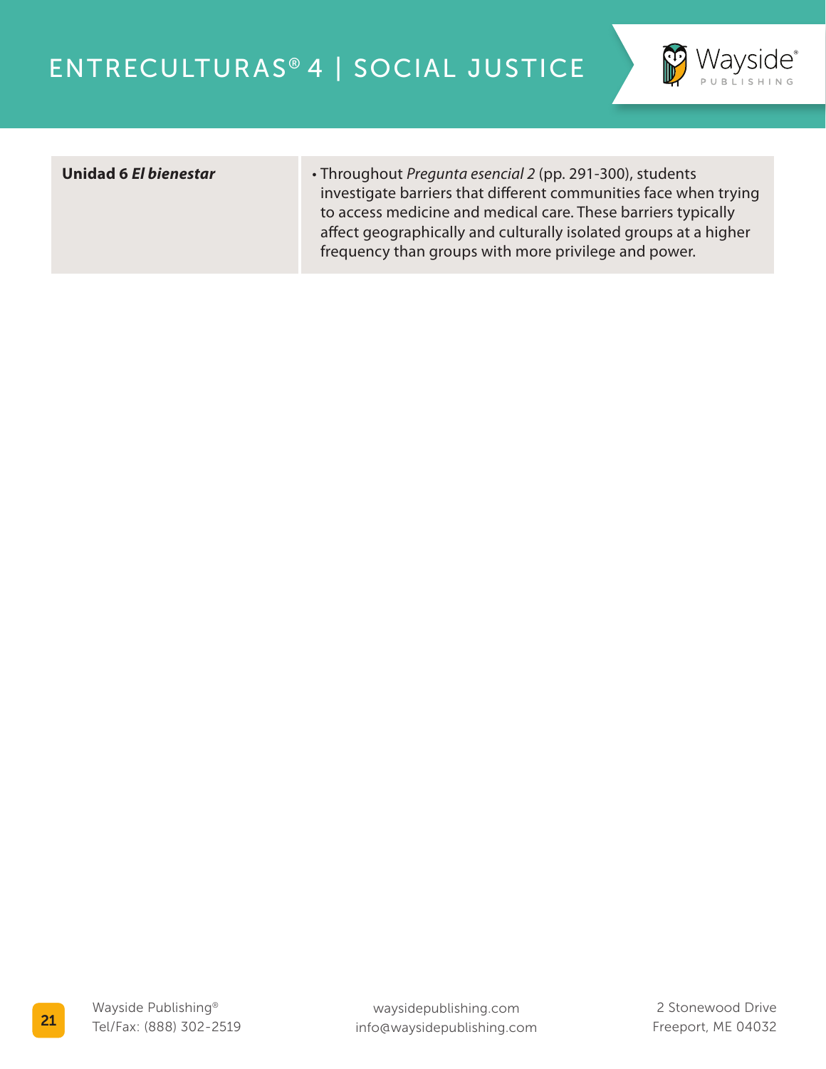| | |
|---|---|
| **Unidad 6 *El bienestar*** | • Throughout *Pregunta esencial 2* (pp. 291-300), students investigate barriers that different communities face when trying to access medicine and medical care. These barriers typically affect geographically and culturally isolated groups at a higher frequency than groups with more privilege and power. |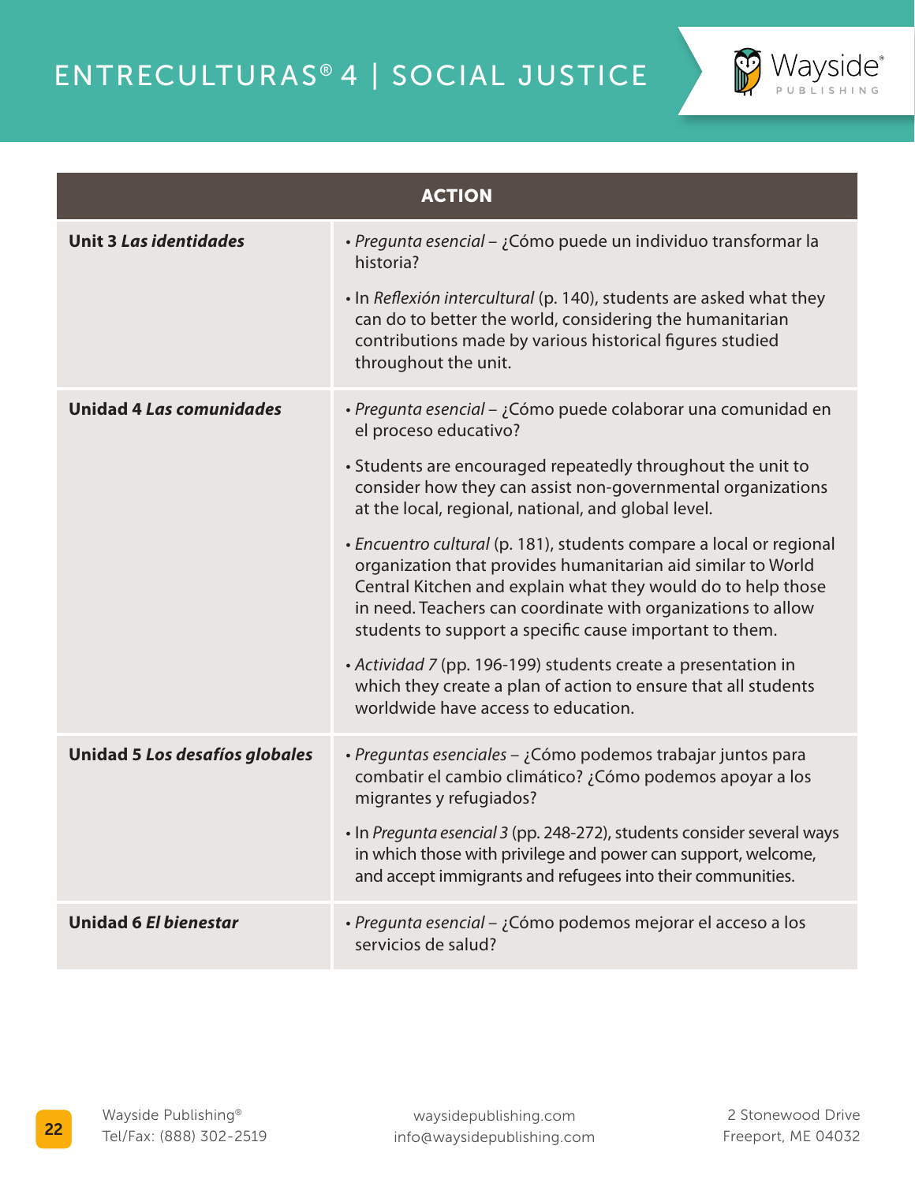| ACTION | |
|---|---|
| **Unit 3 *Las identidades*** | • *Pregunta esencial* – ¿Cómo puede un individuo transformar la historia?<br><br>• In *Reflexión intercultural* (p. 140), students are asked what they can do to better the world, considering the humanitarian contributions made by various historical figures studied throughout the unit. |
| **Unidad 4 *Las comunidades*** | • *Pregunta esencial* – ¿Cómo puede colaborar una comunidad en el proceso educativo?<br><br>• Students are encouraged repeatedly throughout the unit to consider how they can assist non-governmental organizations at the local, regional, national, and global level.<br><br>• *Encuentro cultural* (p. 181), students compare a local or regional organization that provides humanitarian aid similar to World Central Kitchen and explain what they would do to help those in need. Teachers can coordinate with organizations to allow students to support a specific cause important to them.<br><br>• *Actividad 7* (pp. 196-199) students create a presentation in which they create a plan of action to ensure that all students worldwide have access to education. |
| **Unidad 5 *Los desafíos globales*** | • *Preguntas esenciales* – ¿Cómo podemos trabajar juntos para combatir el cambio climático? ¿Cómo podemos apoyar a los migrantes y refugiados?<br><br>• In *Pregunta esencial 3* (pp. 248-272), students consider several ways in which those with privilege and power can support, welcome, and accept immigrants and refugees into their communities. |
| **Unidad 6 *El bienestar*** | • *Pregunta esencial* – ¿Cómo podemos mejorar el acceso a los servicios de salud? |